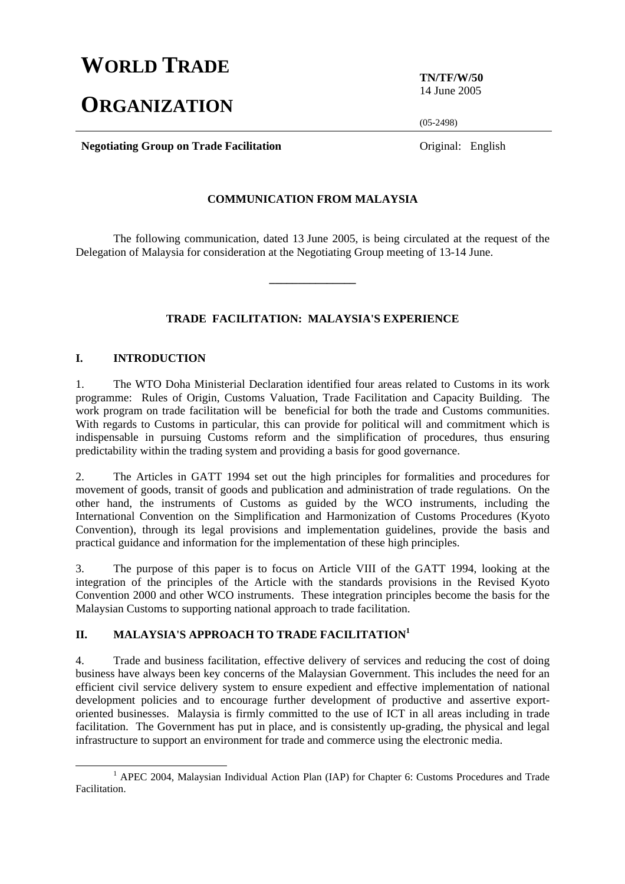# WORLD TRADE ORGANIZATION

**TN/TF/W/50**
14 June 2005

(05-2498)

**Negotiating Group on Trade Facilitation**

Original: English

**COMMUNICATION FROM MALAYSIA**

The following communication, dated 13 June 2005, is being circulated at the request of the Delegation of Malaysia for consideration at the Negotiating Group meeting of 13-14 June.

---

## TRADE FACILITATION: MALAYSIA'S EXPERIENCE

### I. INTRODUCTION

1. The WTO Doha Ministerial Declaration identified four areas related to Customs in its work programme: Rules of Origin, Customs Valuation, Trade Facilitation and Capacity Building. The work program on trade facilitation will be beneficial for both the trade and Customs communities. With regards to Customs in particular, this can provide for political will and commitment which is indispensable in pursuing Customs reform and the simplification of procedures, thus ensuring predictability within the trading system and providing a basis for good governance.

2. The Articles in GATT 1994 set out the high principles for formalities and procedures for movement of goods, transit of goods and publication and administration of trade regulations. On the other hand, the instruments of Customs as guided by the WCO instruments, including the International Convention on the Simplification and Harmonization of Customs Procedures (Kyoto Convention), through its legal provisions and implementation guidelines, provide the basis and practical guidance and information for the implementation of these high principles.

3. The purpose of this paper is to focus on Article VIII of the GATT 1994, looking at the integration of the principles of the Article with the standards provisions in the Revised Kyoto Convention 2000 and other WCO instruments. These integration principles become the basis for the Malaysian Customs to supporting national approach to trade facilitation.

### II. MALAYSIA'S APPROACH TO TRADE FACILITATION[1]

4. Trade and business facilitation, effective delivery of services and reducing the cost of doing business have always been key concerns of the Malaysian Government. This includes the need for an efficient civil service delivery system to ensure expedient and effective implementation of national development policies and to encourage further development of productive and assertive export-oriented businesses. Malaysia is firmly committed to the use of ICT in all areas including in trade facilitation. The Government has put in place, and is consistently up-grading, the physical and legal infrastructure to support an environment for trade and commerce using the electronic media.

---

[1] APEC 2004, Malaysian Individual Action Plan (IAP) for Chapter 6: Customs Procedures and Trade Facilitation.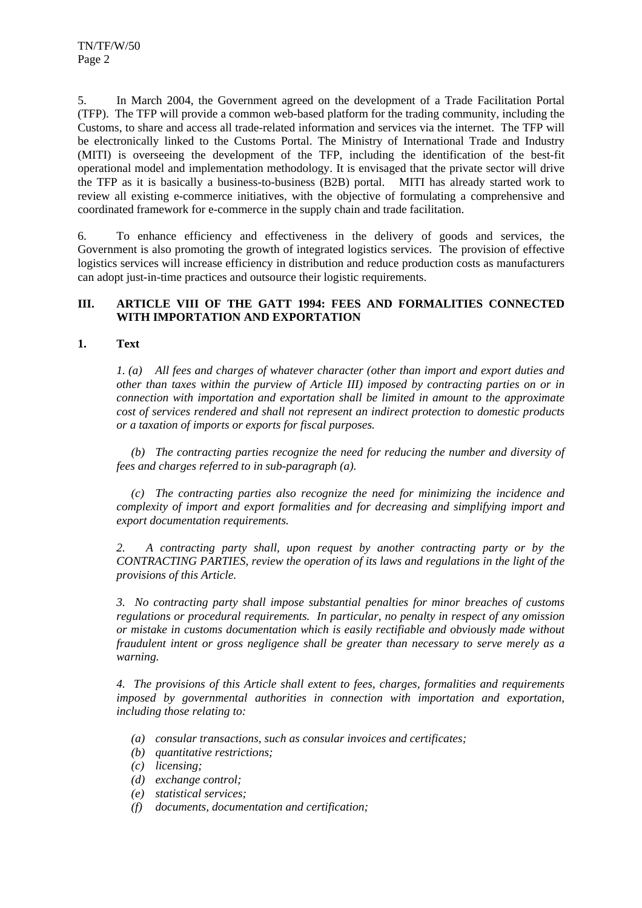5. In March 2004, the Government agreed on the development of a Trade Facilitation Portal (TFP). The TFP will provide a common web-based platform for the trading community, including the Customs, to share and access all trade-related information and services via the internet. The TFP will be electronically linked to the Customs Portal. The Ministry of International Trade and Industry (MITI) is overseeing the development of the TFP, including the identification of the best-fit operational model and implementation methodology. It is envisaged that the private sector will drive the TFP as it is basically a business-to-business (B2B) portal. MITI has already started work to review all existing e-commerce initiatives, with the objective of formulating a comprehensive and coordinated framework for e-commerce in the supply chain and trade facilitation.

6. To enhance efficiency and effectiveness in the delivery of goods and services, the Government is also promoting the growth of integrated logistics services. The provision of effective logistics services will increase efficiency in distribution and reduce production costs as manufacturers can adopt just-in-time practices and outsource their logistic requirements.

## III. ARTICLE VIII OF THE GATT 1994: FEES AND FORMALITIES CONNECTED WITH IMPORTATION AND EXPORTATION

### 1. Text

*1. (a) All fees and charges of whatever character (other than import and export duties and other than taxes within the purview of Article III) imposed by contracting parties on or in connection with importation and exportation shall be limited in amount to the approximate cost of services rendered and shall not represent an indirect protection to domestic products or a taxation of imports or exports for fiscal purposes.*

*(b) The contracting parties recognize the need for reducing the number and diversity of fees and charges referred to in sub-paragraph (a).*

*(c) The contracting parties also recognize the need for minimizing the incidence and complexity of import and export formalities and for decreasing and simplifying import and export documentation requirements.*

*2. A contracting party shall, upon request by another contracting party or by the CONTRACTING PARTIES, review the operation of its laws and regulations in the light of the provisions of this Article.*

*3. No contracting party shall impose substantial penalties for minor breaches of customs regulations or procedural requirements. In particular, no penalty in respect of any omission or mistake in customs documentation which is easily rectifiable and obviously made without fraudulent intent or gross negligence shall be greater than necessary to serve merely as a warning.*

*4. The provisions of this Article shall extent to fees, charges, formalities and requirements imposed by governmental authorities in connection with importation and exportation, including those relating to:*

- *(a) consular transactions, such as consular invoices and certificates;*
- *(b) quantitative restrictions;*
- *(c) licensing;*
- *(d) exchange control;*
- *(e) statistical services;*
- *(f) documents, documentation and certification;*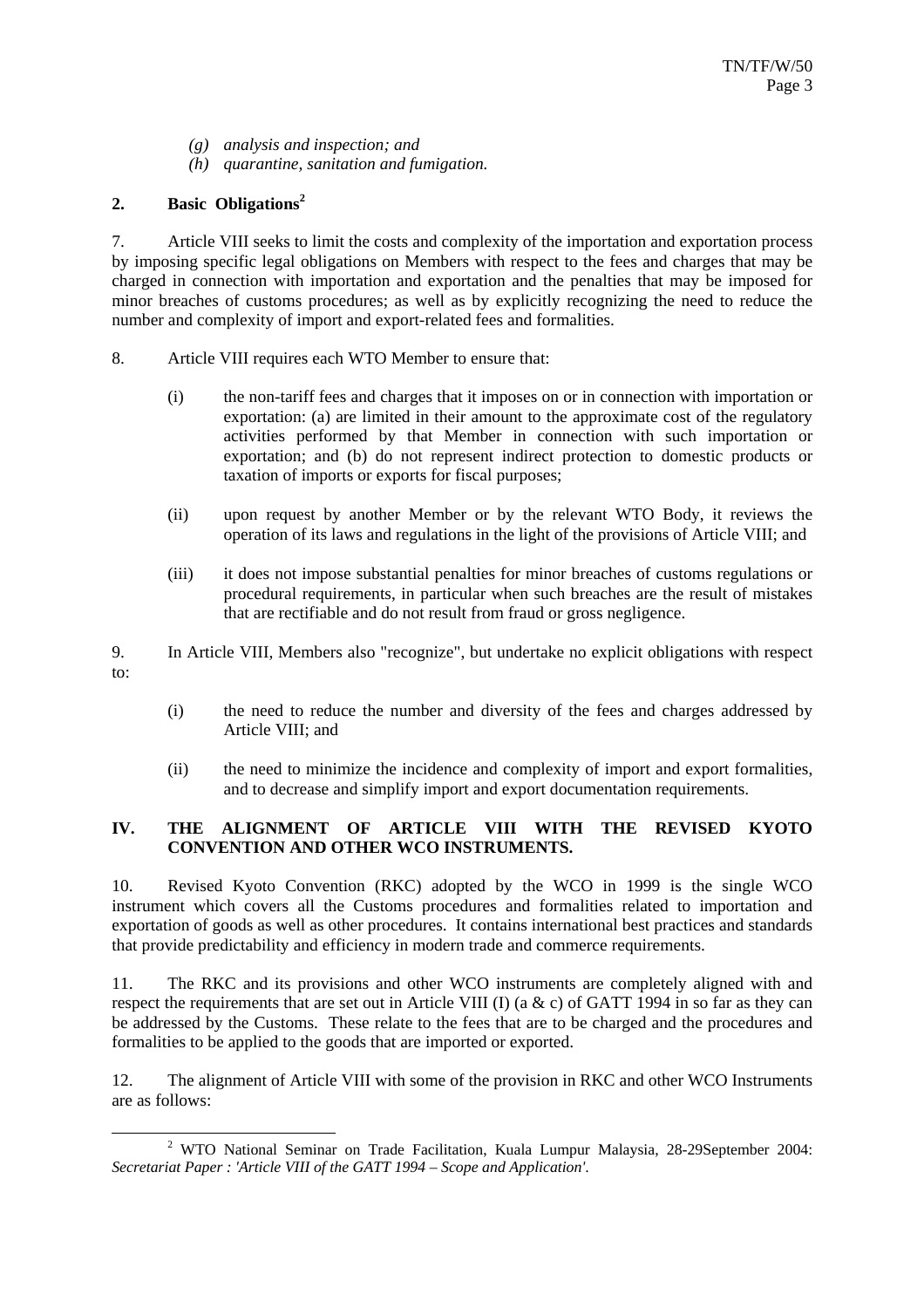*(g) analysis and inspection; and*

*(h) quarantine, sanitation and fumigation.*

## 2. Basic Obligations[2]

7. Article VIII seeks to limit the costs and complexity of the importation and exportation process by imposing specific legal obligations on Members with respect to the fees and charges that may be charged in connection with importation and exportation and the penalties that may be imposed for minor breaches of customs procedures; as well as by explicitly recognizing the need to reduce the number and complexity of import and export-related fees and formalities.

8. Article VIII requires each WTO Member to ensure that:

(i) the non-tariff fees and charges that it imposes on or in connection with importation or exportation: (a) are limited in their amount to the approximate cost of the regulatory activities performed by that Member in connection with such importation or exportation; and (b) do not represent indirect protection to domestic products or taxation of imports or exports for fiscal purposes;

(ii) upon request by another Member or by the relevant WTO Body, it reviews the operation of its laws and regulations in the light of the provisions of Article VIII; and

(iii) it does not impose substantial penalties for minor breaches of customs regulations or procedural requirements, in particular when such breaches are the result of mistakes that are rectifiable and do not result from fraud or gross negligence.

9. In Article VIII, Members also "recognize", but undertake no explicit obligations with respect to:

(i) the need to reduce the number and diversity of the fees and charges addressed by Article VIII; and

(ii) the need to minimize the incidence and complexity of import and export formalities, and to decrease and simplify import and export documentation requirements.

# IV. THE ALIGNMENT OF ARTICLE VIII WITH THE REVISED KYOTO CONVENTION AND OTHER WCO INSTRUMENTS.

10. Revised Kyoto Convention (RKC) adopted by the WCO in 1999 is the single WCO instrument which covers all the Customs procedures and formalities related to importation and exportation of goods as well as other procedures. It contains international best practices and standards that provide predictability and efficiency in modern trade and commerce requirements.

11. The RKC and its provisions and other WCO instruments are completely aligned with and respect the requirements that are set out in Article VIII (I) (a & c) of GATT 1994 in so far as they can be addressed by the Customs. These relate to the fees that are to be charged and the procedures and formalities to be applied to the goods that are imported or exported.

12. The alignment of Article VIII with some of the provision in RKC and other WCO Instruments are as follows:

---

[2] WTO National Seminar on Trade Facilitation, Kuala Lumpur Malaysia, 28-29September 2004: *Secretariat Paper : 'Article VIII of the GATT 1994 – Scope and Application'.*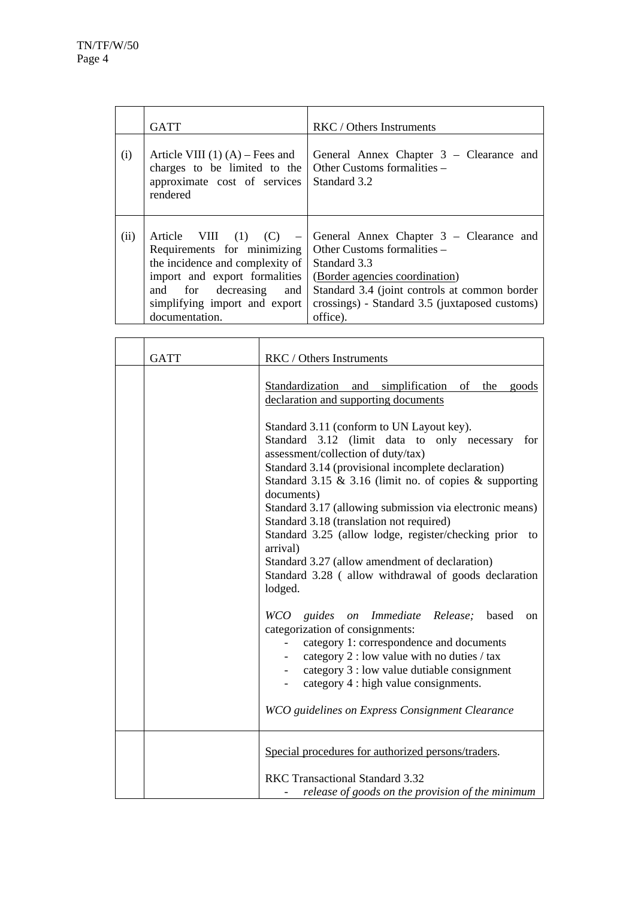| | GATT | RKC / Others Instruments |
|---|---|---|
| (i) | Article VIII (1) (A) – Fees and charges to be limited to the approximate cost of services rendered | General Annex Chapter 3 – Clearance and Other Customs formalities – Standard 3.2 |
| (ii) | Article VIII (1) (C) – Requirements for minimizing the incidence and complexity of import and export formalities and for decreasing and simplifying import and export documentation. | General Annex Chapter 3 – Clearance and Other Customs formalities – Standard 3.3 (Border agencies coordination) Standard 3.4 (joint controls at common border crossings) - Standard 3.5 (juxtaposed customs) office). |

| | GATT | RKC / Others Instruments |
|---|---|---|
| | | Standardization and simplification of the goods declaration and supporting documents<br><br>Standard 3.11 (conform to UN Layout key).<br>Standard 3.12 (limit data to only necessary for assessment/collection of duty/tax)<br>Standard 3.14 (provisional incomplete declaration)<br>Standard 3.15 & 3.16 (limit no. of copies & supporting documents)<br>Standard 3.17 (allowing submission via electronic means)<br>Standard 3.18 (translation not required)<br>Standard 3.25 (allow lodge, register/checking prior to arrival)<br>Standard 3.27 (allow amendment of declaration)<br>Standard 3.28 ( allow withdrawal of goods declaration lodged.<br><br>*WCO guides on Immediate Release;* based on categorization of consignments:<br>- category 1: correspondence and documents<br>- category 2 : low value with no duties / tax<br>- category 3 : low value dutiable consignment<br>- category 4 : high value consignments.<br><br>*WCO guidelines on Express Consignment Clearance* |
| | | Special procedures for authorized persons/traders.<br><br>RKC Transactional Standard 3.32<br>- *release of goods on the provision of the minimum* |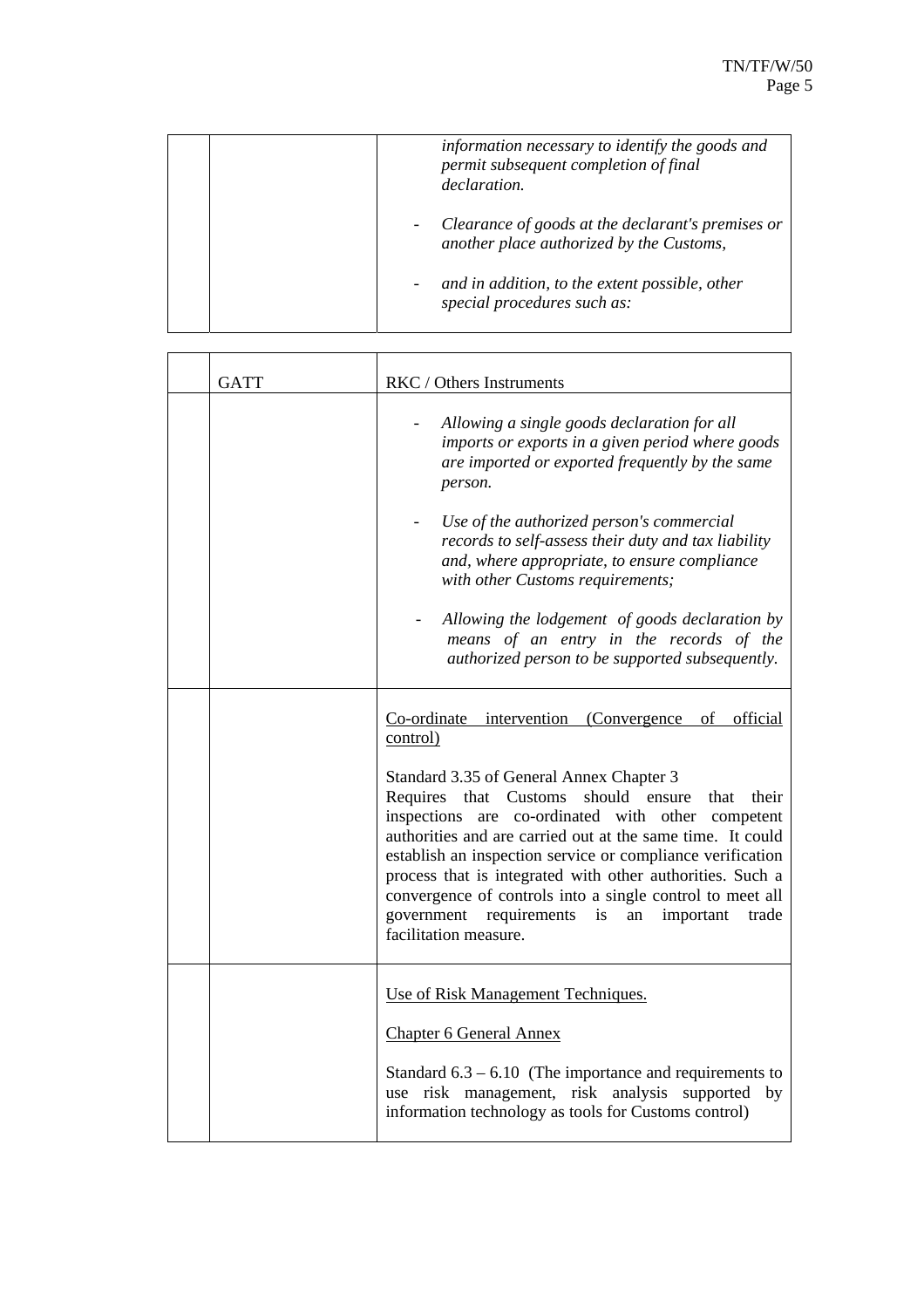| | | |
|---|---|---|
| | | *information necessary to identify the goods and permit subsequent completion of final declaration.*<br><br>- *Clearance of goods at the declarant's premises or another place authorized by the Customs,*<br><br>- *and in addition, to the extent possible, other special procedures such as:* |

| | GATT | RKC / Others Instruments |
|---|---|---|
| | | - *Allowing a single goods declaration for all imports or exports in a given period where goods are imported or exported frequently by the same person.*<br><br>- *Use of the authorized person's commercial records to self-assess their duty and tax liability and, where appropriate, to ensure compliance with other Customs requirements;*<br><br>- *Allowing the lodgement of goods declaration by means of an entry in the records of the authorized person to be supported subsequently.* |
| | | <u>Co-ordinate intervention (Convergence of official control)</u><br><br>Standard 3.35 of General Annex Chapter 3<br>Requires that Customs should ensure that their inspections are co-ordinated with other competent authorities and are carried out at the same time. It could establish an inspection service or compliance verification process that is integrated with other authorities. Such a convergence of controls into a single control to meet all government requirements is an important trade facilitation measure. |
| | | <u>Use of Risk Management Techniques.</u><br><br><u>Chapter 6 General Annex</u><br><br>Standard 6.3 – 6.10 (The importance and requirements to use risk management, risk analysis supported by information technology as tools for Customs control) |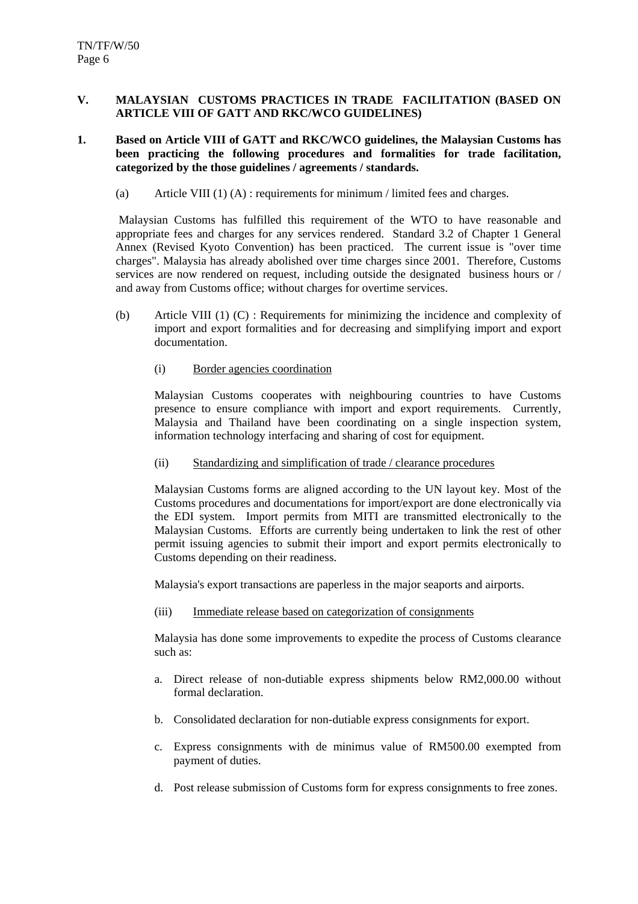## V. MALAYSIAN CUSTOMS PRACTICES IN TRADE FACILITATION (BASED ON ARTICLE VIII OF GATT AND RKC/WCO GUIDELINES)

**1. Based on Article VIII of GATT and RKC/WCO guidelines, the Malaysian Customs has been practicing the following procedures and formalities for trade facilitation, categorized by the those guidelines / agreements / standards.**

(a) Article VIII (1) (A) : requirements for minimum / limited fees and charges.

Malaysian Customs has fulfilled this requirement of the WTO to have reasonable and appropriate fees and charges for any services rendered. Standard 3.2 of Chapter 1 General Annex (Revised Kyoto Convention) has been practiced. The current issue is "over time charges". Malaysia has already abolished over time charges since 2001. Therefore, Customs services are now rendered on request, including outside the designated business hours or / and away from Customs office; without charges for overtime services.

(b) Article VIII (1) (C) : Requirements for minimizing the incidence and complexity of import and export formalities and for decreasing and simplifying import and export documentation.

(i) Border agencies coordination

Malaysian Customs cooperates with neighbouring countries to have Customs presence to ensure compliance with import and export requirements. Currently, Malaysia and Thailand have been coordinating on a single inspection system, information technology interfacing and sharing of cost for equipment.

(ii) Standardizing and simplification of trade / clearance procedures

Malaysian Customs forms are aligned according to the UN layout key. Most of the Customs procedures and documentations for import/export are done electronically via the EDI system. Import permits from MITI are transmitted electronically to the Malaysian Customs. Efforts are currently being undertaken to link the rest of other permit issuing agencies to submit their import and export permits electronically to Customs depending on their readiness.

Malaysia's export transactions are paperless in the major seaports and airports.

(iii) Immediate release based on categorization of consignments

Malaysia has done some improvements to expedite the process of Customs clearance such as:

a. Direct release of non-dutiable express shipments below RM2,000.00 without formal declaration.

b. Consolidated declaration for non-dutiable express consignments for export.

c. Express consignments with de minimus value of RM500.00 exempted from payment of duties.

d. Post release submission of Customs form for express consignments to free zones.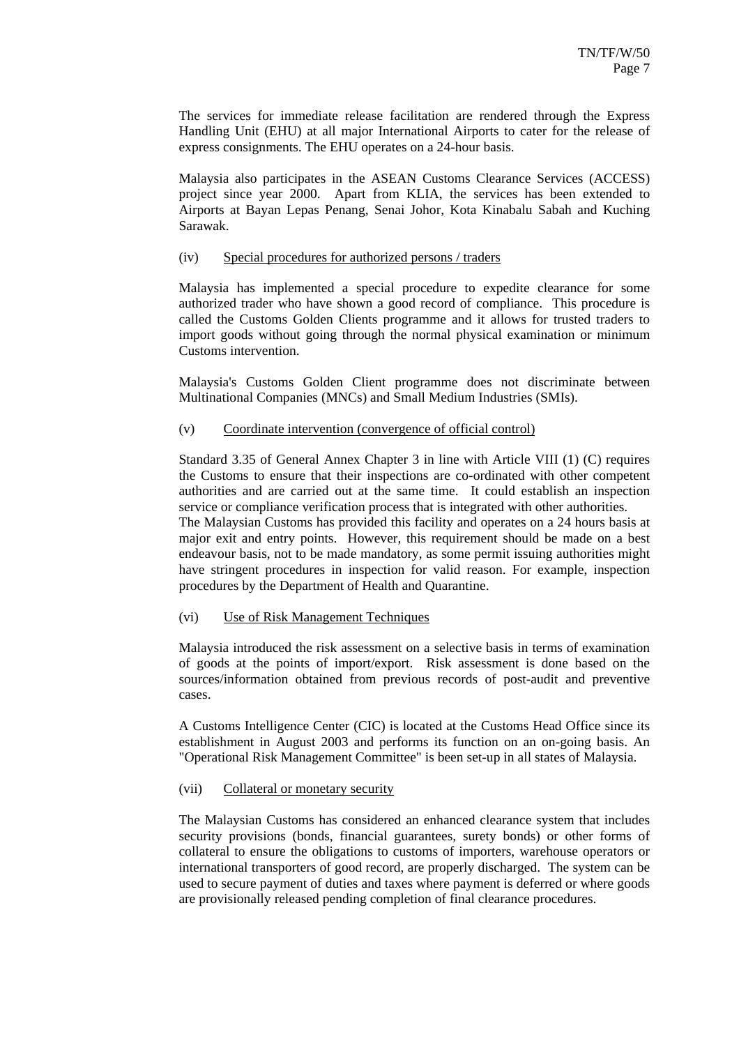The services for immediate release facilitation are rendered through the Express Handling Unit (EHU) at all major International Airports to cater for the release of express consignments. The EHU operates on a 24-hour basis.

Malaysia also participates in the ASEAN Customs Clearance Services (ACCESS) project since year 2000. Apart from KLIA, the services has been extended to Airports at Bayan Lepas Penang, Senai Johor, Kota Kinabalu Sabah and Kuching Sarawak.

(iv) Special procedures for authorized persons / traders

Malaysia has implemented a special procedure to expedite clearance for some authorized trader who have shown a good record of compliance. This procedure is called the Customs Golden Clients programme and it allows for trusted traders to import goods without going through the normal physical examination or minimum Customs intervention.

Malaysia's Customs Golden Client programme does not discriminate between Multinational Companies (MNCs) and Small Medium Industries (SMIs).

(v) Coordinate intervention (convergence of official control)

Standard 3.35 of General Annex Chapter 3 in line with Article VIII (1) (C) requires the Customs to ensure that their inspections are co-ordinated with other competent authorities and are carried out at the same time. It could establish an inspection service or compliance verification process that is integrated with other authorities.
The Malaysian Customs has provided this facility and operates on a 24 hours basis at major exit and entry points. However, this requirement should be made on a best endeavour basis, not to be made mandatory, as some permit issuing authorities might have stringent procedures in inspection for valid reason. For example, inspection procedures by the Department of Health and Quarantine.

(vi) Use of Risk Management Techniques

Malaysia introduced the risk assessment on a selective basis in terms of examination of goods at the points of import/export. Risk assessment is done based on the sources/information obtained from previous records of post-audit and preventive cases.

A Customs Intelligence Center (CIC) is located at the Customs Head Office since its establishment in August 2003 and performs its function on an on-going basis. An "Operational Risk Management Committee" is been set-up in all states of Malaysia.

(vii) Collateral or monetary security

The Malaysian Customs has considered an enhanced clearance system that includes security provisions (bonds, financial guarantees, surety bonds) or other forms of collateral to ensure the obligations to customs of importers, warehouse operators or international transporters of good record, are properly discharged. The system can be used to secure payment of duties and taxes where payment is deferred or where goods are provisionally released pending completion of final clearance procedures.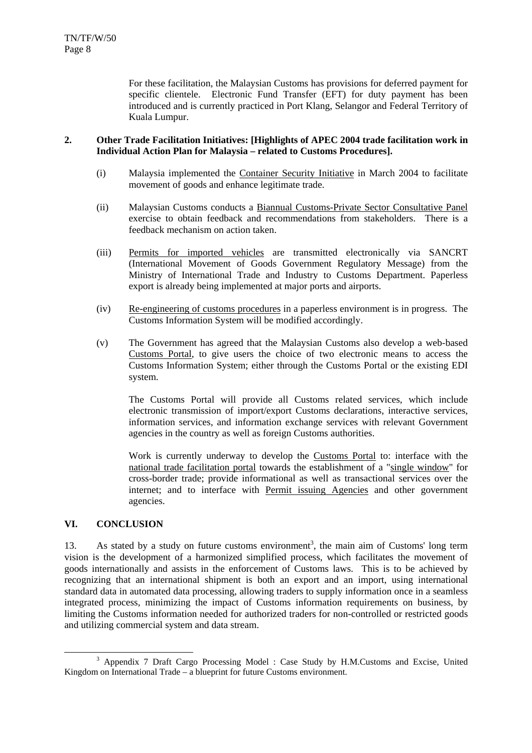For these facilitation, the Malaysian Customs has provisions for deferred payment for specific clientele. Electronic Fund Transfer (EFT) for duty payment has been introduced and is currently practiced in Port Klang, Selangor and Federal Territory of Kuala Lumpur.

**2. Other Trade Facilitation Initiatives: [Highlights of APEC 2004 trade facilitation work in Individual Action Plan for Malaysia – related to Customs Procedures].**

(i) Malaysia implemented the Container Security Initiative in March 2004 to facilitate movement of goods and enhance legitimate trade.

(ii) Malaysian Customs conducts a Biannual Customs-Private Sector Consultative Panel exercise to obtain feedback and recommendations from stakeholders. There is a feedback mechanism on action taken.

(iii) Permits for imported vehicles are transmitted electronically via SANCRT (International Movement of Goods Government Regulatory Message) from the Ministry of International Trade and Industry to Customs Department. Paperless export is already being implemented at major ports and airports.

(iv) Re-engineering of customs procedures in a paperless environment is in progress. The Customs Information System will be modified accordingly.

(v) The Government has agreed that the Malaysian Customs also develop a web-based Customs Portal, to give users the choice of two electronic means to access the Customs Information System; either through the Customs Portal or the existing EDI system.

The Customs Portal will provide all Customs related services, which include electronic transmission of import/export Customs declarations, interactive services, information services, and information exchange services with relevant Government agencies in the country as well as foreign Customs authorities.

Work is currently underway to develop the Customs Portal to: interface with the national trade facilitation portal towards the establishment of a "single window" for cross-border trade; provide informational as well as transactional services over the internet; and to interface with Permit issuing Agencies and other government agencies.

## VI. CONCLUSION

13. As stated by a study on future customs environment[3], the main aim of Customs' long term vision is the development of a harmonized simplified process, which facilitates the movement of goods internationally and assists in the enforcement of Customs laws. This is to be achieved by recognizing that an international shipment is both an export and an import, using international standard data in automated data processing, allowing traders to supply information once in a seamless integrated process, minimizing the impact of Customs information requirements on business, by limiting the Customs information needed for authorized traders for non-controlled or restricted goods and utilizing commercial system and data stream.

---

[3] Appendix 7 Draft Cargo Processing Model : Case Study by H.M.Customs and Excise, United Kingdom on International Trade – a blueprint for future Customs environment.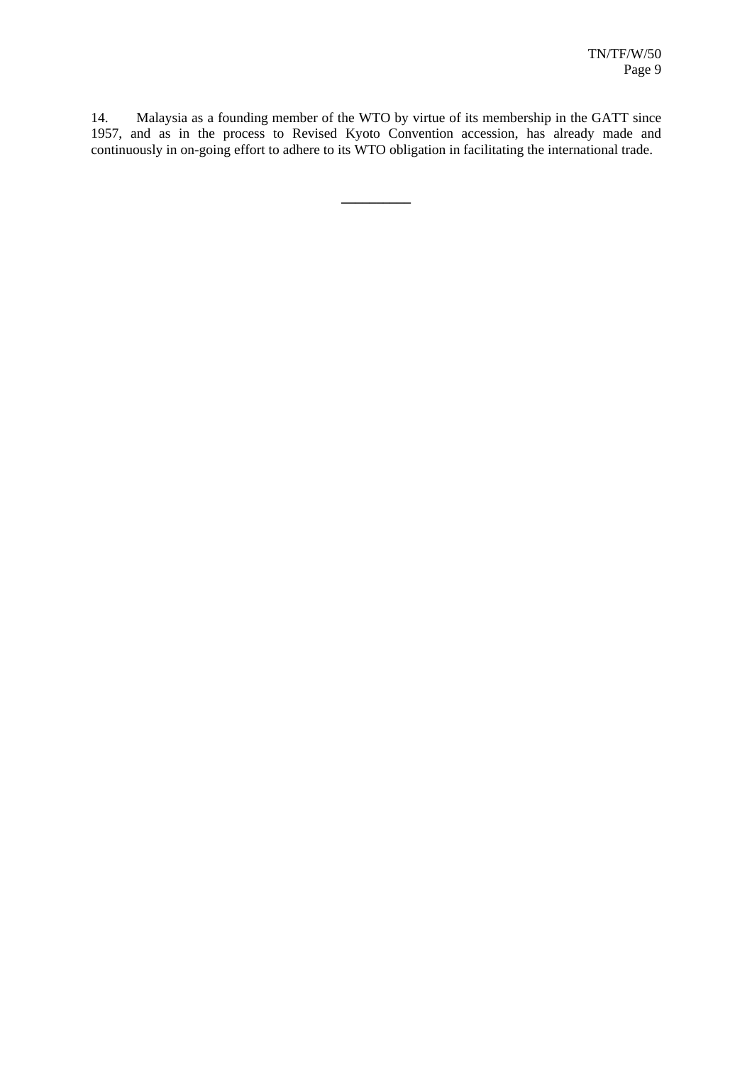14. Malaysia as a founding member of the WTO by virtue of its membership in the GATT since 1957, and as in the process to Revised Kyoto Convention accession, has already made and continuously in on-going effort to adhere to its WTO obligation in facilitating the international trade.

__________